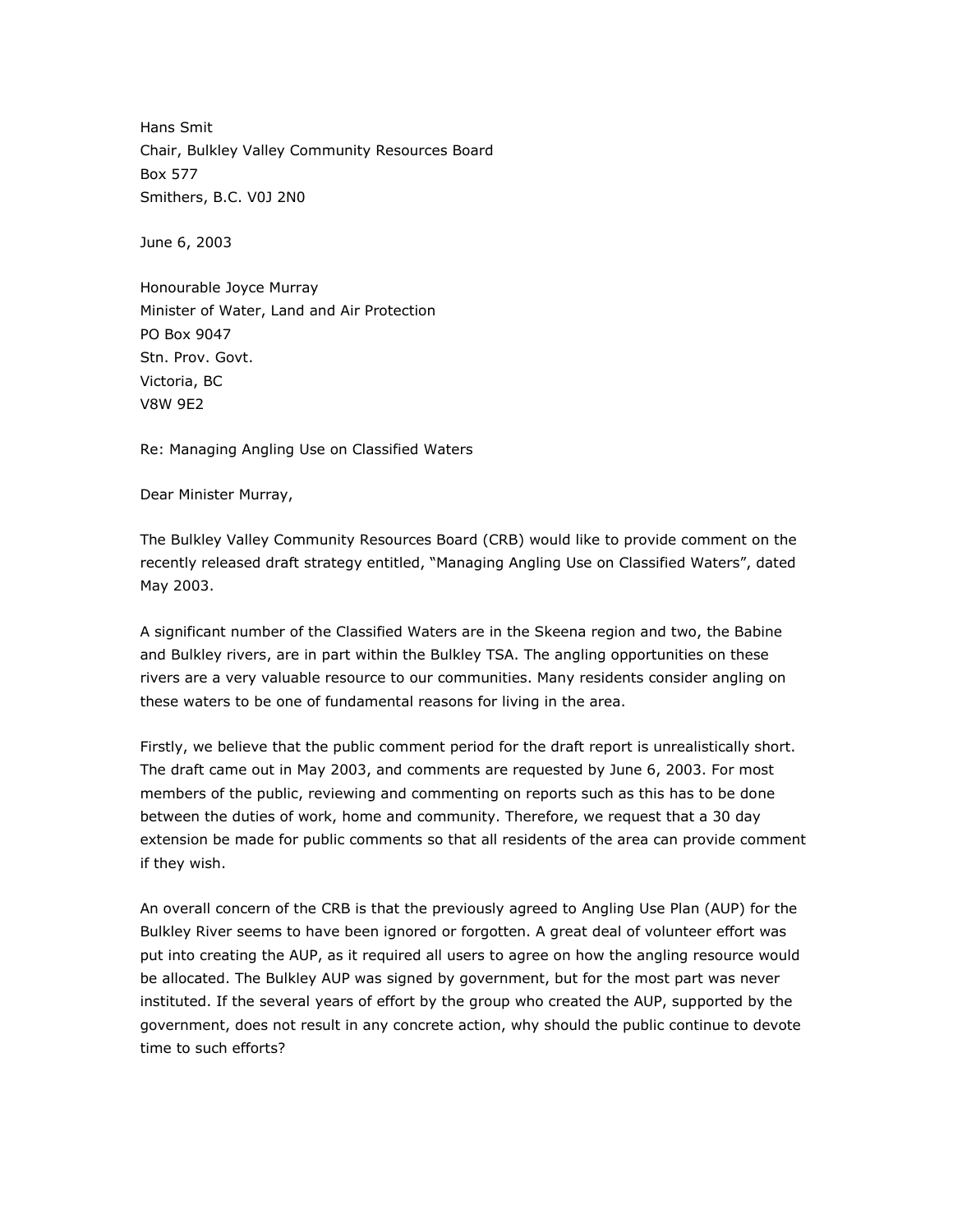Hans Smit
Chair, Bulkley Valley Community Resources Board
Box 577
Smithers, B.C. V0J 2N0

June 6, 2003

Honourable Joyce Murray
Minister of Water, Land and Air Protection
PO Box 9047
Stn. Prov. Govt.
Victoria, BC
V8W 9E2

Re: Managing Angling Use on Classified Waters

Dear Minister Murray,

The Bulkley Valley Community Resources Board (CRB) would like to provide comment on the recently released draft strategy entitled, "Managing Angling Use on Classified Waters", dated May 2003.

A significant number of the Classified Waters are in the Skeena region and two, the Babine and Bulkley rivers, are in part within the Bulkley TSA. The angling opportunities on these rivers are a very valuable resource to our communities. Many residents consider angling on these waters to be one of fundamental reasons for living in the area.

Firstly, we believe that the public comment period for the draft report is unrealistically short. The draft came out in May 2003, and comments are requested by June 6, 2003. For most members of the public, reviewing and commenting on reports such as this has to be done between the duties of work, home and community. Therefore, we request that a 30 day extension be made for public comments so that all residents of the area can provide comment if they wish.

An overall concern of the CRB is that the previously agreed to Angling Use Plan (AUP) for the Bulkley River seems to have been ignored or forgotten. A great deal of volunteer effort was put into creating the AUP, as it required all users to agree on how the angling resource would be allocated. The Bulkley AUP was signed by government, but for the most part was never instituted. If the several years of effort by the group who created the AUP, supported by the government, does not result in any concrete action, why should the public continue to devote time to such efforts?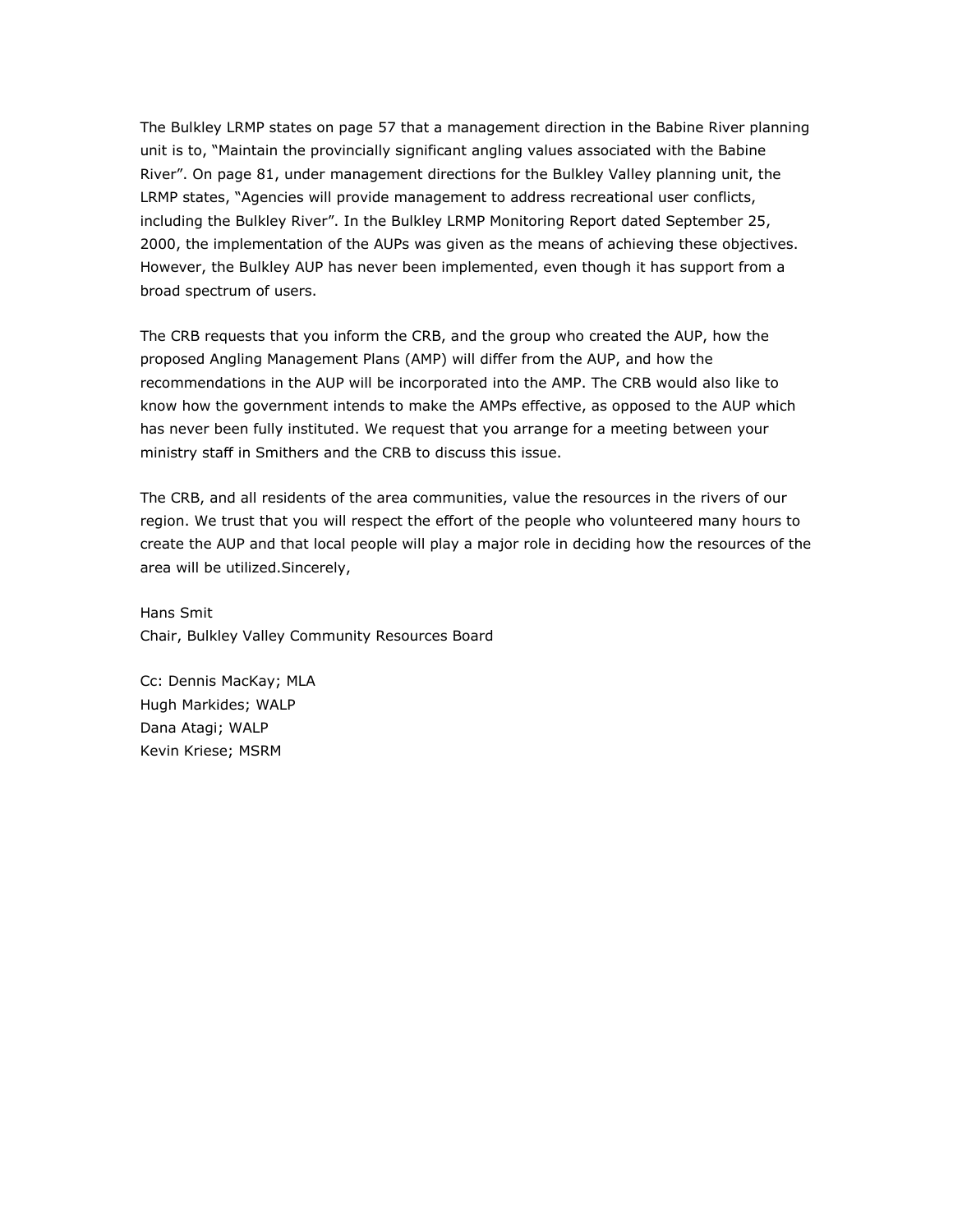The Bulkley LRMP states on page 57 that a management direction in the Babine River planning unit is to, "Maintain the provincially significant angling values associated with the Babine River". On page 81, under management directions for the Bulkley Valley planning unit, the LRMP states, "Agencies will provide management to address recreational user conflicts, including the Bulkley River". In the Bulkley LRMP Monitoring Report dated September 25, 2000, the implementation of the AUPs was given as the means of achieving these objectives. However, the Bulkley AUP has never been implemented, even though it has support from a broad spectrum of users.

The CRB requests that you inform the CRB, and the group who created the AUP, how the proposed Angling Management Plans (AMP) will differ from the AUP, and how the recommendations in the AUP will be incorporated into the AMP. The CRB would also like to know how the government intends to make the AMPs effective, as opposed to the AUP which has never been fully instituted. We request that you arrange for a meeting between your ministry staff in Smithers and the CRB to discuss this issue.

The CRB, and all residents of the area communities, value the resources in the rivers of our region. We trust that you will respect the effort of the people who volunteered many hours to create the AUP and that local people will play a major role in deciding how the resources of the area will be utilized.Sincerely,

Hans Smit
Chair, Bulkley Valley Community Resources Board

Cc: Dennis MacKay; MLA
Hugh Markides; WALP
Dana Atagi; WALP
Kevin Kriese; MSRM